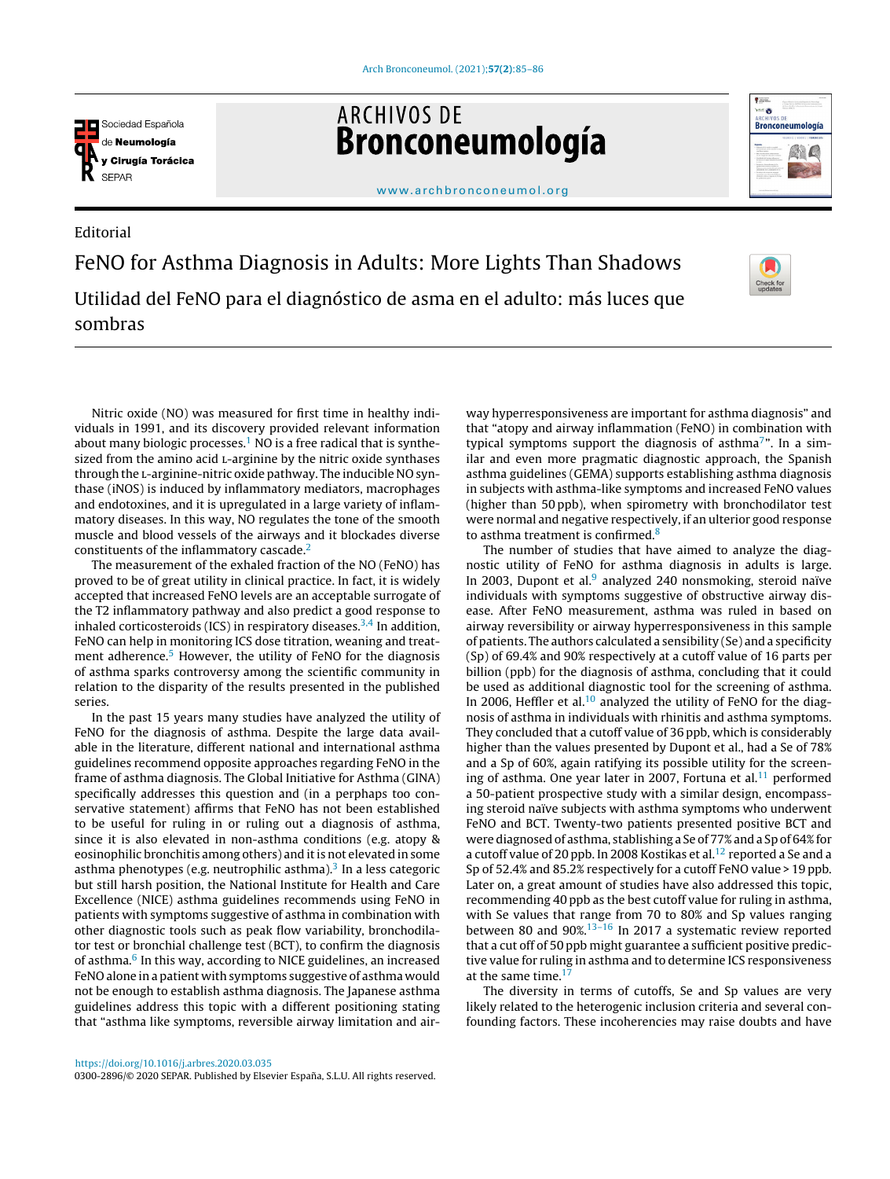Editorial

# FeNO for Asthma Diagnosis in Adults: More Lights Than Shadows

## Utilidad del FeNO para el diagnóstico de asma en el adulto: más luces que sombras

Nitric oxide (NO) was measured for first time in healthy individuals in 1991, and its discovery provided relevant information about many biologic processes.[1] NO is a free radical that is synthesized from the amino acid L-arginine by the nitric oxide synthases through the L-arginine-nitric oxide pathway. The inducible NO synthase (iNOS) is induced by inflammatory mediators, macrophages and endotoxines, and it is upregulated in a large variety of inflammatory diseases. In this way, NO regulates the tone of the smooth muscle and blood vessels of the airways and it blockades diverse constituents of the inflammatory cascade.[2]

The measurement of the exhaled fraction of the NO (FeNO) has proved to be of great utility in clinical practice. In fact, it is widely accepted that increased FeNO levels are an acceptable surrogate of the T2 inflammatory pathway and also predict a good response to inhaled corticosteroids (ICS) in respiratory diseases.[3,4] In addition, FeNO can help in monitoring ICS dose titration, weaning and treatment adherence.[5] However, the utility of FeNO for the diagnosis of asthma sparks controversy among the scientific community in relation to the disparity of the results presented in the published series.

In the past 15 years many studies have analyzed the utility of FeNO for the diagnosis of asthma. Despite the large data available in the literature, different national and international asthma guidelines recommend opposite approaches regarding FeNO in the frame of asthma diagnosis. The Global Initiative for Asthma (GINA) specifically addresses this question and (in a perphaps too conservative statement) affirms that FeNO has not been established to be useful for ruling in or ruling out a diagnosis of asthma, since it is also elevated in non-asthma conditions (e.g. atopy & eosinophilic bronchitis among others) and it is not elevated in some asthma phenotypes (e.g. neutrophilic asthma).[3] In a less categoric but still harsh position, the National Institute for Health and Care Excellence (NICE) asthma guidelines recommends using FeNO in patients with symptoms suggestive of asthma in combination with other diagnostic tools such as peak flow variability, bronchodilator test or bronchial challenge test (BCT), to confirm the diagnosis of asthma.[6] In this way, according to NICE guidelines, an increased FeNO alone in a patient with symptoms suggestive of asthma would not be enough to establish asthma diagnosis. The Japanese asthma guidelines address this topic with a different positioning stating that "asthma like symptoms, reversible airway limitation and airway hyperresponsiveness are important for asthma diagnosis" and that "atopy and airway inflammation (FeNO) in combination with typical symptoms support the diagnosis of asthma[7]". In a similar and even more pragmatic diagnostic approach, the Spanish asthma guidelines (GEMA) supports establishing asthma diagnosis in subjects with asthma-like symptoms and increased FeNO values (higher than 50 ppb), when spirometry with bronchodilator test were normal and negative respectively, if an ulterior good response to asthma treatment is confirmed.[8]

The number of studies that have aimed to analyze the diagnostic utility of FeNO for asthma diagnosis in adults is large. In 2003, Dupont et al.[9] analyzed 240 nonsmoking, steroid naïve individuals with symptoms suggestive of obstructive airway disease. After FeNO measurement, asthma was ruled in based on airway reversibility or airway hyperresponsiveness in this sample of patients. The authors calculated a sensibility (Se) and a specificity (Sp) of 69.4% and 90% respectively at a cutoff value of 16 parts per billion (ppb) for the diagnosis of asthma, concluding that it could be used as additional diagnostic tool for the screening of asthma. In 2006, Heffler et al.[10] analyzed the utility of FeNO for the diagnosis of asthma in individuals with rhinitis and asthma symptoms. They concluded that a cutoff value of 36 ppb, which is considerably higher than the values presented by Dupont et al., had a Se of 78% and a Sp of 60%, again ratifying its possible utility for the screening of asthma. One year later in 2007, Fortuna et al.[11] performed a 50-patient prospective study with a similar design, encompassing steroid naïve subjects with asthma symptoms who underwent FeNO and BCT. Twenty-two patients presented positive BCT and were diagnosed of asthma, stablishing a Se of 77% and a Sp of 64% for a cutoff value of 20 ppb. In 2008 Kostikas et al.[12] reported a Se and a Sp of 52.4% and 85.2% respectively for a cutoff FeNO value > 19 ppb. Later on, a great amount of studies have also addressed this topic, recommending 40 ppb as the best cutoff value for ruling in asthma, with Se values that range from 70 to 80% and Sp values ranging between 80 and 90%.[13–16] In 2017 a systematic review reported that a cut off of 50 ppb might guarantee a sufficient positive predictive value for ruling in asthma and to determine ICS responsiveness at the same time.[17]

The diversity in terms of cutoffs, Se and Sp values are very likely related to the heterogenic inclusion criteria and several confounding factors. These incoherencies may raise doubts and have

https://doi.org/10.1016/j.arbres.2020.03.035
0300-2896/© 2020 SEPAR. Published by Elsevier España, S.L.U. All rights reserved.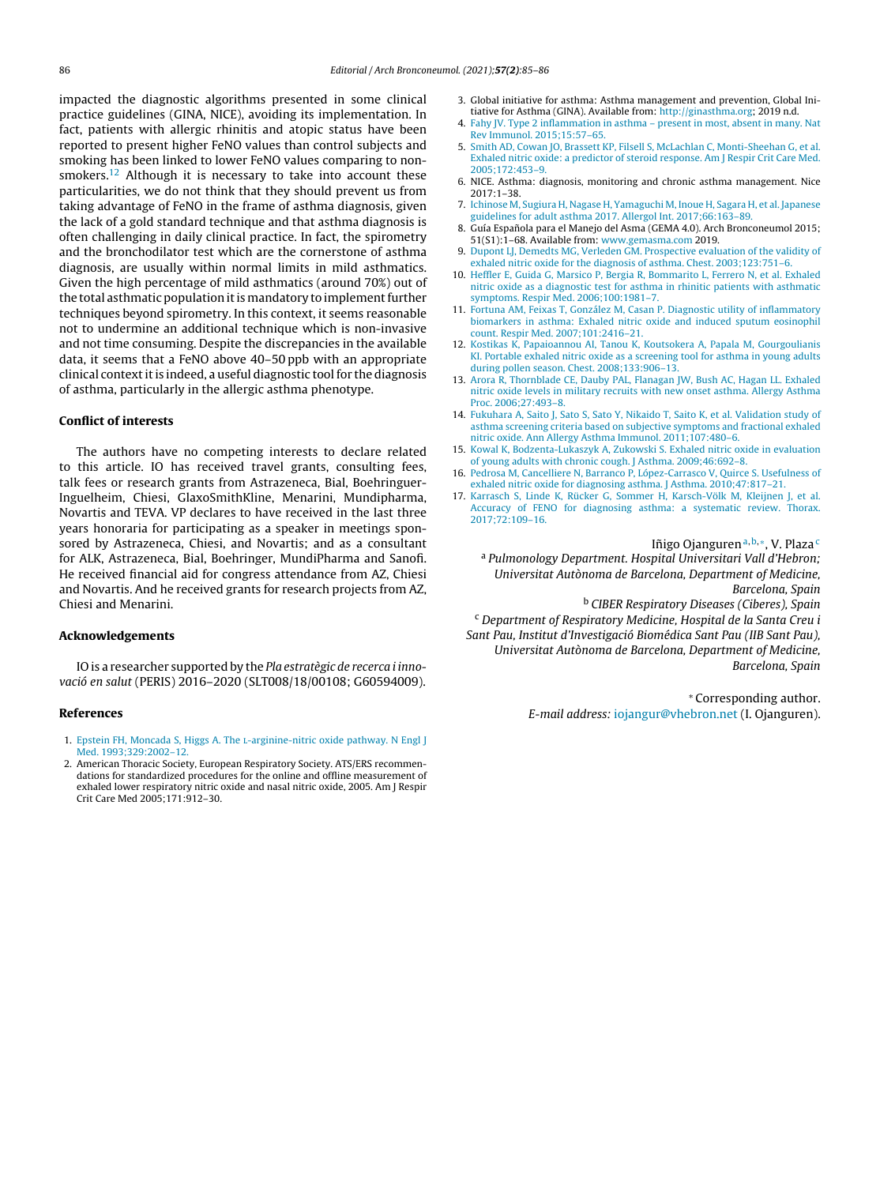impacted the diagnostic algorithms presented in some clinical practice guidelines (GINA, NICE), avoiding its implementation. In fact, patients with allergic rhinitis and atopic status have been reported to present higher FeNO values than control subjects and smoking has been linked to lower FeNO values comparing to non-smokers.[12] Although it is necessary to take into account these particularities, we do not think that they should prevent us from taking advantage of FeNO in the frame of asthma diagnosis, given the lack of a gold standard technique and that asthma diagnosis is often challenging in daily clinical practice. In fact, the spirometry and the bronchodilator test which are the cornerstone of asthma diagnosis, are usually within normal limits in mild asthmatics. Given the high percentage of mild asthmatics (around 70%) out of the total asthmatic population it is mandatory to implement further techniques beyond spirometry. In this context, it seems reasonable not to undermine an additional technique which is non-invasive and not time consuming. Despite the discrepancies in the available data, it seems that a FeNO above 40–50 ppb with an appropriate clinical context it is indeed, a useful diagnostic tool for the diagnosis of asthma, particularly in the allergic asthma phenotype.

## Conflict of interests

The authors have no competing interests to declare related to this article. IO has received travel grants, consulting fees, talk fees or research grants from Astrazeneca, Bial, Boehringuer-Inguelheim, Chiesi, GlaxoSmithKline, Menarini, Mundipharma, Novartis and TEVA. VP declares to have received in the last three years honoraria for participating as a speaker in meetings sponsored by Astrazeneca, Chiesi, and Novartis; and as a consultant for ALK, Astrazeneca, Bial, Boehringer, MundiPharma and Sanofi. He received financial aid for congress attendance from AZ, Chiesi and Novartis. And he received grants for research projects from AZ, Chiesi and Menarini.

## Acknowledgements

IO is a researcher supported by the *Pla estratègic de recerca i innovació en salut* (PERIS) 2016–2020 (SLT008/18/00108; G60594009).

## References

1. Epstein FH, Moncada S, Higgs A. The L-arginine-nitric oxide pathway. N Engl J Med. 1993;329:2002–12.
2. American Thoracic Society, European Respiratory Society. ATS/ERS recommendations for standardized procedures for the online and offline measurement of exhaled lower respiratory nitric oxide and nasal nitric oxide, 2005. Am J Respir Crit Care Med 2005;171:912–30.
3. Global initiative for asthma: Asthma management and prevention, Global Initiative for Asthma (GINA). Available from: http://ginasthma.org; 2019 n.d.
4. Fahy JV. Type 2 inflammation in asthma – present in most, absent in many. Nat Rev Immunol. 2015;15:57–65.
5. Smith AD, Cowan JO, Brassett KP, Filsell S, McLachlan C, Monti-Sheehan G, et al. Exhaled nitric oxide: a predictor of steroid response. Am J Respir Crit Care Med. 2005;172:453–9.
6. NICE. Asthma: diagnosis, monitoring and chronic asthma management. Nice 2017:1–38.
7. Ichinose M, Sugiura H, Nagase H, Yamaguchi M, Inoue H, Sagara H, et al. Japanese guidelines for adult asthma 2017. Allergol Int. 2017;66:163–89.
8. Guía Española para el Manejo del Asma (GEMA 4.0). Arch Bronconeumol 2015; 51(S1):1–68. Available from: www.gemasma.com 2019.
9. Dupont LJ, Demedts MG, Verleden GM. Prospective evaluation of the validity of exhaled nitric oxide for the diagnosis of asthma. Chest. 2003;123:751–6.
10. Heffler E, Guida G, Marsico P, Bergia R, Bommarito L, Ferrero N, et al. Exhaled nitric oxide as a diagnostic test for asthma in rhinitic patients with asthmatic symptoms. Respir Med. 2006;100:1981–7.
11. Fortuna AM, Feixas T, González M, Casan P. Diagnostic utility of inflammatory biomarkers in asthma: Exhaled nitric oxide and induced sputum eosinophil count. Respir Med. 2007;101:2416–21.
12. Kostikas K, Papaioannou AI, Tanou K, Koutsokera A, Papala M, Gourgoulianis KI. Portable exhaled nitric oxide as a screening tool for asthma in young adults during pollen season. Chest. 2008;133:906–13.
13. Arora R, Thornblade CE, Dauby PAL, Flanagan JW, Bush AC, Hagan LL. Exhaled nitric oxide levels in military recruits with new onset asthma. Allergy Asthma Proc. 2006;27:493–8.
14. Fukuhara A, Saito J, Sato S, Sato Y, Nikaido T, Saito K, et al. Validation study of asthma screening criteria based on subjective symptoms and fractional exhaled nitric oxide. Ann Allergy Asthma Immunol. 2011;107:480–6.
15. Kowal K, Bodzenta-Lukaszyk A, Zukowski S. Exhaled nitric oxide in evaluation of young adults with chronic cough. J Asthma. 2009;46:692–8.
16. Pedrosa M, Cancelliere N, Barranco P, López-Carrasco V, Quirce S. Usefulness of exhaled nitric oxide for diagnosing asthma. J Asthma. 2010;47:817–21.
17. Karrasch S, Linde K, Rücker G, Sommer H, Karsch-Völk M, Kleijnen J, et al. Accuracy of FENO for diagnosing asthma: a systematic review. Thorax. 2017;72:109–16.

Iñigo Ojanguren[a,b,*], V. Plaza[c]

[a] *Pulmonology Department. Hospital Universitari Vall d'Hebron; Universitat Autònoma de Barcelona, Department of Medicine, Barcelona, Spain*

[b] *CIBER Respiratory Diseases (Ciberes), Spain*

[c] *Department of Respiratory Medicine, Hospital de la Santa Creu i Sant Pau, Institut d'Investigació Biomédica Sant Pau (IIB Sant Pau), Universitat Autònoma de Barcelona, Department of Medicine, Barcelona, Spain*

[*] Corresponding author.

*E-mail address:* iojangur@vhebron.net (I. Ojanguren).